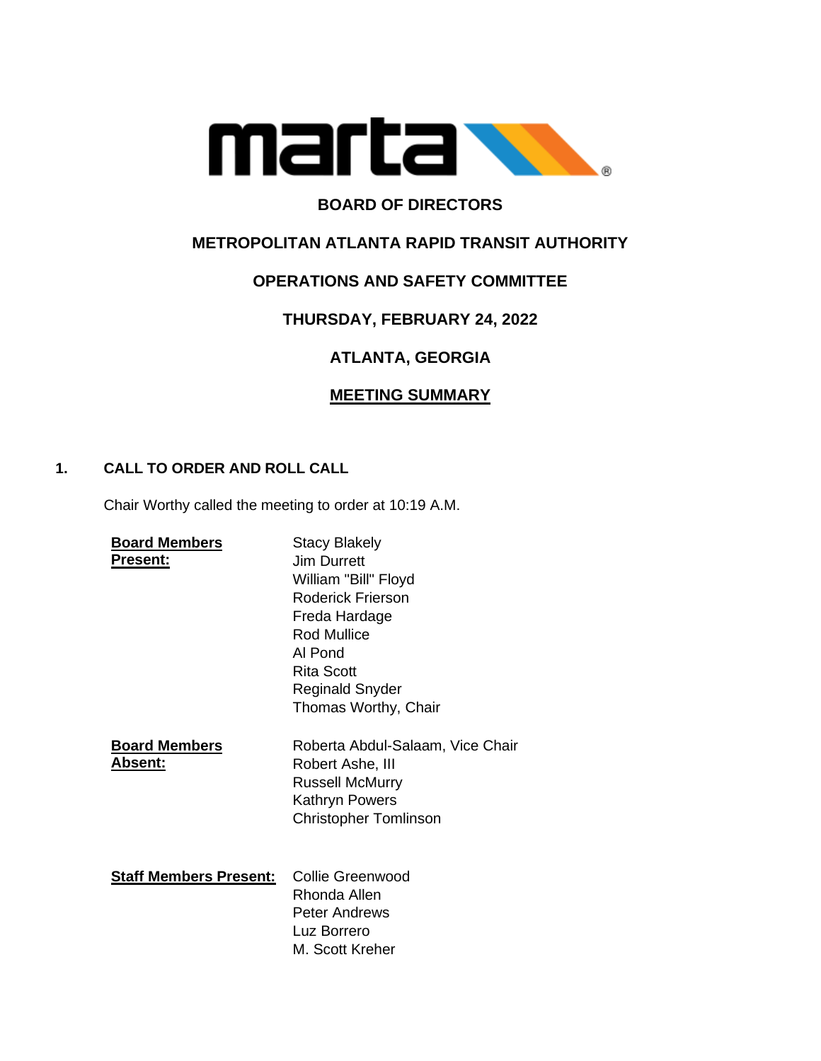# BOARD OF DIRECTORS

## METROPOLITAN ATLANTA RAPID TRANSIT AUTHORITY

## OPERATIONS AND SAFETY COMMITTEE

## THURSDAY, FEBRUARY 24, 2022

## ATLANTA, GEORGIA

## MEETING SUMMARY

### 1. CALL TO ORDER AND ROLL CALL

Chair Worthy called the meeting to order at 10:19 A.M.

**Board Members Present:**

Stacy Blakely
Jim Durrett
William "Bill" Floyd
Roderick Frierson
Freda Hardage
Rod Mullice
Al Pond
Rita Scott
Reginald Snyder
Thomas Worthy, Chair

**Board Members Absent:**

Roberta Abdul-Salaam, Vice Chair
Robert Ashe, III
Russell McMurry
Kathryn Powers
Christopher Tomlinson

**Staff Members Present:**

Collie Greenwood
Rhonda Allen
Peter Andrews
Luz Borrero
M. Scott Kreher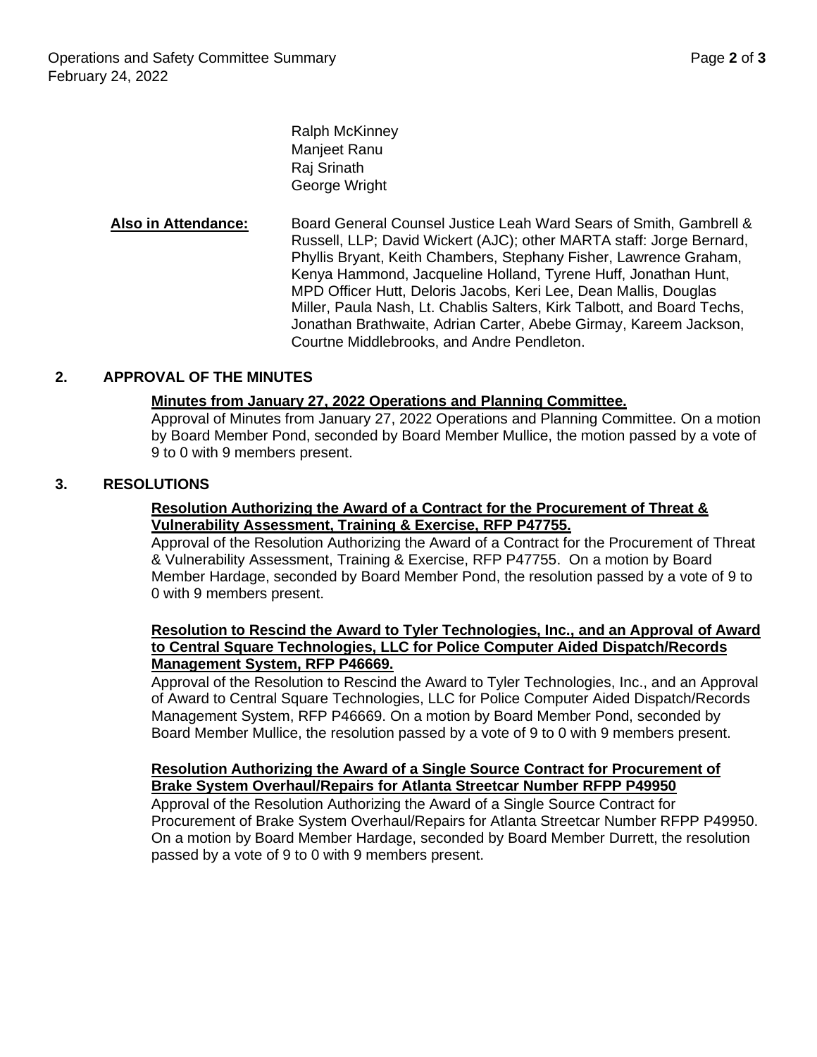Ralph McKinney
Manjeet Ranu
Raj Srinath
George Wright

**Also in Attendance:** Board General Counsel Justice Leah Ward Sears of Smith, Gambrell & Russell, LLP; David Wickert (AJC); other MARTA staff: Jorge Bernard, Phyllis Bryant, Keith Chambers, Stephany Fisher, Lawrence Graham, Kenya Hammond, Jacqueline Holland, Tyrene Huff, Jonathan Hunt, MPD Officer Hutt, Deloris Jacobs, Keri Lee, Dean Mallis, Douglas Miller, Paula Nash, Lt. Chablis Salters, Kirk Talbott, and Board Techs, Jonathan Brathwaite, Adrian Carter, Abebe Girmay, Kareem Jackson, Courtne Middlebrooks, and Andre Pendleton.

## 2. APPROVAL OF THE MINUTES

**Minutes from January 27, 2022 Operations and Planning Committee.**

Approval of Minutes from January 27, 2022 Operations and Planning Committee. On a motion by Board Member Pond, seconded by Board Member Mullice, the motion passed by a vote of 9 to 0 with 9 members present.

## 3. RESOLUTIONS

**Resolution Authorizing the Award of a Contract for the Procurement of Threat & Vulnerability Assessment, Training & Exercise, RFP P47755.**

Approval of the Resolution Authorizing the Award of a Contract for the Procurement of Threat & Vulnerability Assessment, Training & Exercise, RFP P47755. On a motion by Board Member Hardage, seconded by Board Member Pond, the resolution passed by a vote of 9 to 0 with 9 members present.

**Resolution to Rescind the Award to Tyler Technologies, Inc., and an Approval of Award to Central Square Technologies, LLC for Police Computer Aided Dispatch/Records Management System, RFP P46669.**

Approval of the Resolution to Rescind the Award to Tyler Technologies, Inc., and an Approval of Award to Central Square Technologies, LLC for Police Computer Aided Dispatch/Records Management System, RFP P46669. On a motion by Board Member Pond, seconded by Board Member Mullice, the resolution passed by a vote of 9 to 0 with 9 members present.

**Resolution Authorizing the Award of a Single Source Contract for Procurement of Brake System Overhaul/Repairs for Atlanta Streetcar Number RFPP P49950**

Approval of the Resolution Authorizing the Award of a Single Source Contract for Procurement of Brake System Overhaul/Repairs for Atlanta Streetcar Number RFPP P49950. On a motion by Board Member Hardage, seconded by Board Member Durrett, the resolution passed by a vote of 9 to 0 with 9 members present.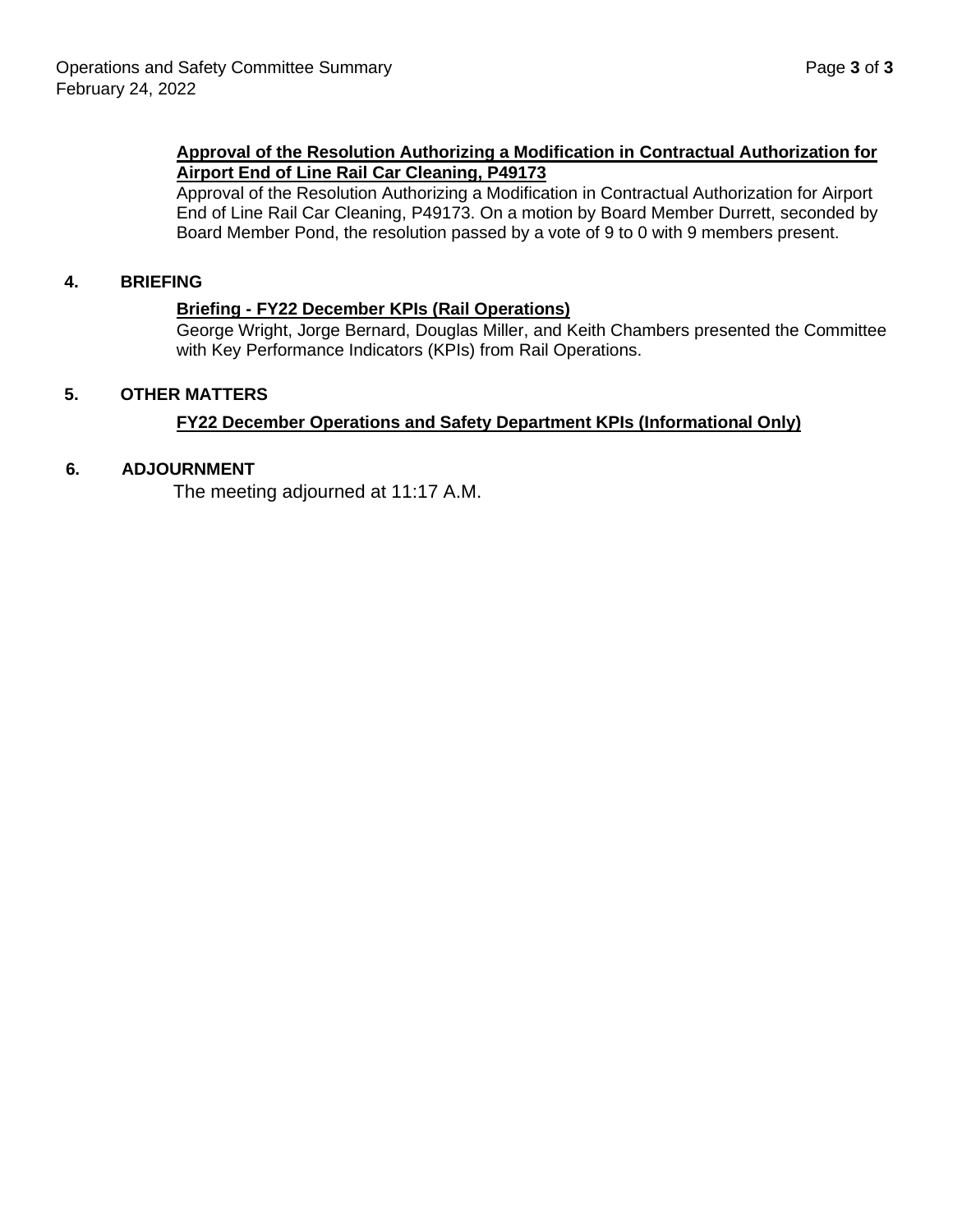**Approval of the Resolution Authorizing a Modification in Contractual Authorization for Airport End of Line Rail Car Cleaning, P49173**

Approval of the Resolution Authorizing a Modification in Contractual Authorization for Airport End of Line Rail Car Cleaning, P49173. On a motion by Board Member Durrett, seconded by Board Member Pond, the resolution passed by a vote of 9 to 0 with 9 members present.

## 4. BRIEFING

**Briefing - FY22 December KPIs (Rail Operations)**

George Wright, Jorge Bernard, Douglas Miller, and Keith Chambers presented the Committee with Key Performance Indicators (KPIs) from Rail Operations.

## 5. OTHER MATTERS

**FY22 December Operations and Safety Department KPIs (Informational Only)**

## 6. ADJOURNMENT

The meeting adjourned at 11:17 A.M.